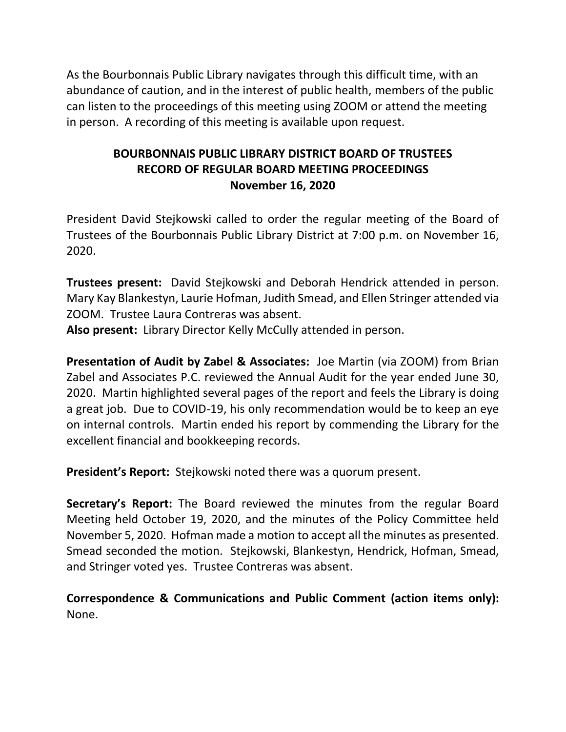As the Bourbonnais Public Library navigates through this difficult time, with an abundance of caution, and in the interest of public health, members of the public can listen to the proceedings of this meeting using ZOOM or attend the meeting in person. A recording of this meeting is available upon request.

# BOURBONNAIS PUBLIC LIBRARY DISTRICT BOARD OF TRUSTEES
## RECORD OF REGULAR BOARD MEETING PROCEEDINGS
### November 16, 2020

President David Stejkowski called to order the regular meeting of the Board of Trustees of the Bourbonnais Public Library District at 7:00 p.m. on November 16, 2020.

**Trustees present:** David Stejkowski and Deborah Hendrick attended in person. Mary Kay Blankestyn, Laurie Hofman, Judith Smead, and Ellen Stringer attended via ZOOM. Trustee Laura Contreras was absent.

**Also present:** Library Director Kelly McCully attended in person.

**Presentation of Audit by Zabel & Associates:** Joe Martin (via ZOOM) from Brian Zabel and Associates P.C. reviewed the Annual Audit for the year ended June 30, 2020. Martin highlighted several pages of the report and feels the Library is doing a great job. Due to COVID-19, his only recommendation would be to keep an eye on internal controls. Martin ended his report by commending the Library for the excellent financial and bookkeeping records.

**President's Report:** Stejkowski noted there was a quorum present.

**Secretary's Report:** The Board reviewed the minutes from the regular Board Meeting held October 19, 2020, and the minutes of the Policy Committee held November 5, 2020. Hofman made a motion to accept all the minutes as presented. Smead seconded the motion. Stejkowski, Blankestyn, Hendrick, Hofman, Smead, and Stringer voted yes. Trustee Contreras was absent.

**Correspondence & Communications and Public Comment (action items only):** None.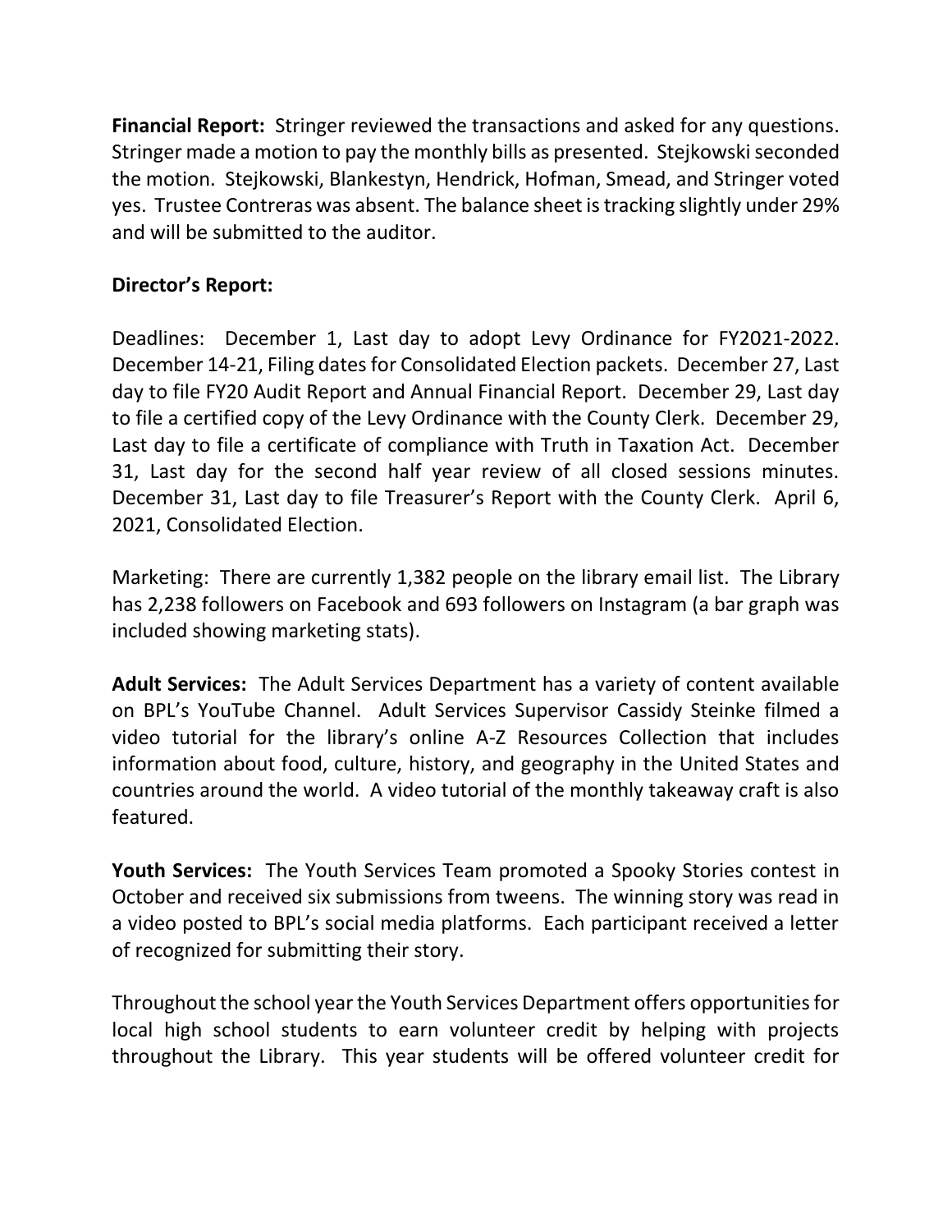**Financial Report:** Stringer reviewed the transactions and asked for any questions. Stringer made a motion to pay the monthly bills as presented. Stejkowski seconded the motion. Stejkowski, Blankestyn, Hendrick, Hofman, Smead, and Stringer voted yes. Trustee Contreras was absent. The balance sheet is tracking slightly under 29% and will be submitted to the auditor.

**Director's Report:**

Deadlines: December 1, Last day to adopt Levy Ordinance for FY2021-2022. December 14-21, Filing dates for Consolidated Election packets. December 27, Last day to file FY20 Audit Report and Annual Financial Report. December 29, Last day to file a certified copy of the Levy Ordinance with the County Clerk. December 29, Last day to file a certificate of compliance with Truth in Taxation Act. December 31, Last day for the second half year review of all closed sessions minutes. December 31, Last day to file Treasurer's Report with the County Clerk. April 6, 2021, Consolidated Election.

Marketing: There are currently 1,382 people on the library email list. The Library has 2,238 followers on Facebook and 693 followers on Instagram (a bar graph was included showing marketing stats).

**Adult Services:** The Adult Services Department has a variety of content available on BPL's YouTube Channel. Adult Services Supervisor Cassidy Steinke filmed a video tutorial for the library's online A-Z Resources Collection that includes information about food, culture, history, and geography in the United States and countries around the world. A video tutorial of the monthly takeaway craft is also featured.

**Youth Services:** The Youth Services Team promoted a Spooky Stories contest in October and received six submissions from tweens. The winning story was read in a video posted to BPL's social media platforms. Each participant received a letter of recognized for submitting their story.

Throughout the school year the Youth Services Department offers opportunities for local high school students to earn volunteer credit by helping with projects throughout the Library. This year students will be offered volunteer credit for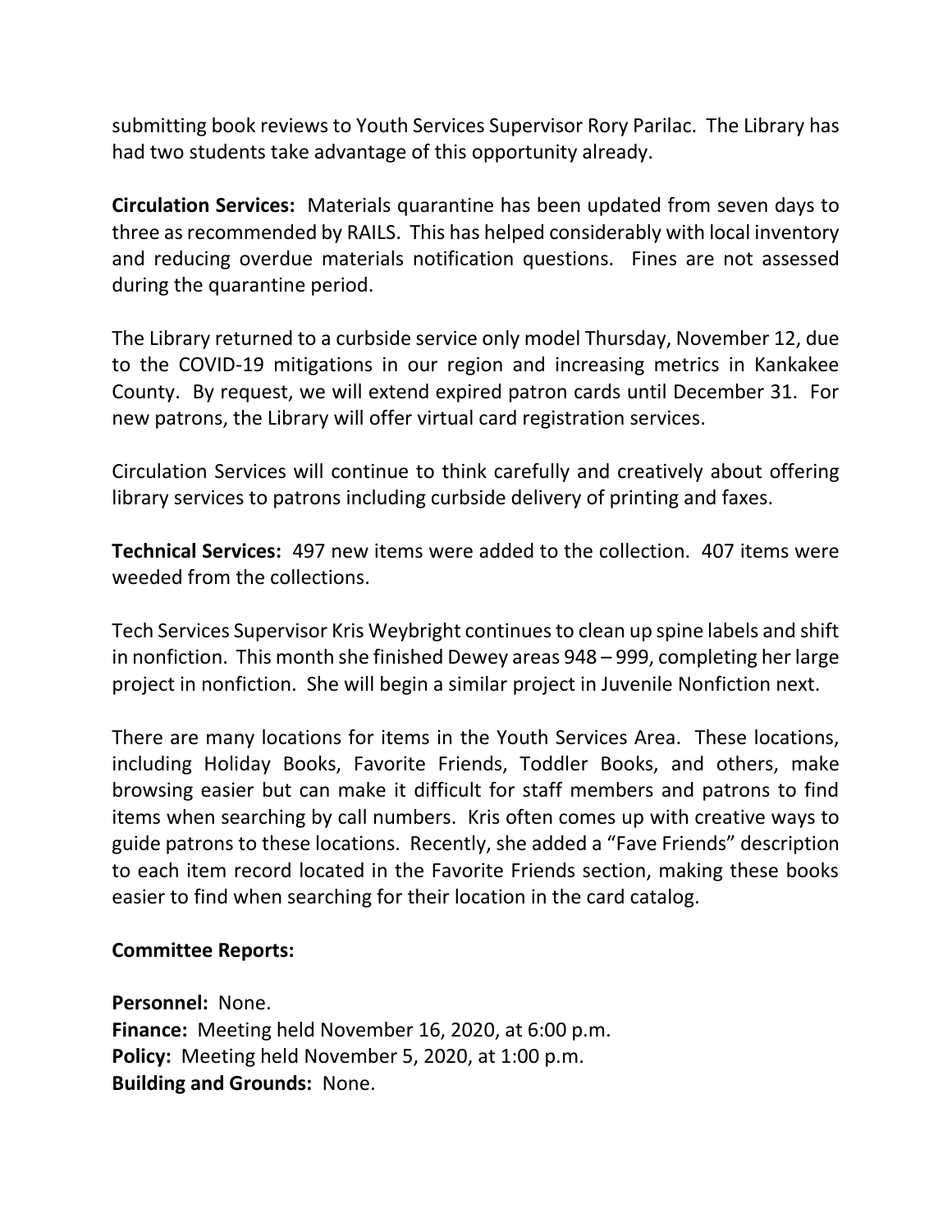submitting book reviews to Youth Services Supervisor Rory Parilac. The Library has had two students take advantage of this opportunity already.

**Circulation Services:** Materials quarantine has been updated from seven days to three as recommended by RAILS. This has helped considerably with local inventory and reducing overdue materials notification questions. Fines are not assessed during the quarantine period.

The Library returned to a curbside service only model Thursday, November 12, due to the COVID-19 mitigations in our region and increasing metrics in Kankakee County. By request, we will extend expired patron cards until December 31. For new patrons, the Library will offer virtual card registration services.

Circulation Services will continue to think carefully and creatively about offering library services to patrons including curbside delivery of printing and faxes.

**Technical Services:** 497 new items were added to the collection. 407 items were weeded from the collections.

Tech Services Supervisor Kris Weybright continues to clean up spine labels and shift in nonfiction. This month she finished Dewey areas 948 – 999, completing her large project in nonfiction. She will begin a similar project in Juvenile Nonfiction next.

There are many locations for items in the Youth Services Area. These locations, including Holiday Books, Favorite Friends, Toddler Books, and others, make browsing easier but can make it difficult for staff members and patrons to find items when searching by call numbers. Kris often comes up with creative ways to guide patrons to these locations. Recently, she added a "Fave Friends" description to each item record located in the Favorite Friends section, making these books easier to find when searching for their location in the card catalog.

**Committee Reports:**

**Personnel:** None.
**Finance:** Meeting held November 16, 2020, at 6:00 p.m.
**Policy:** Meeting held November 5, 2020, at 1:00 p.m.
**Building and Grounds:** None.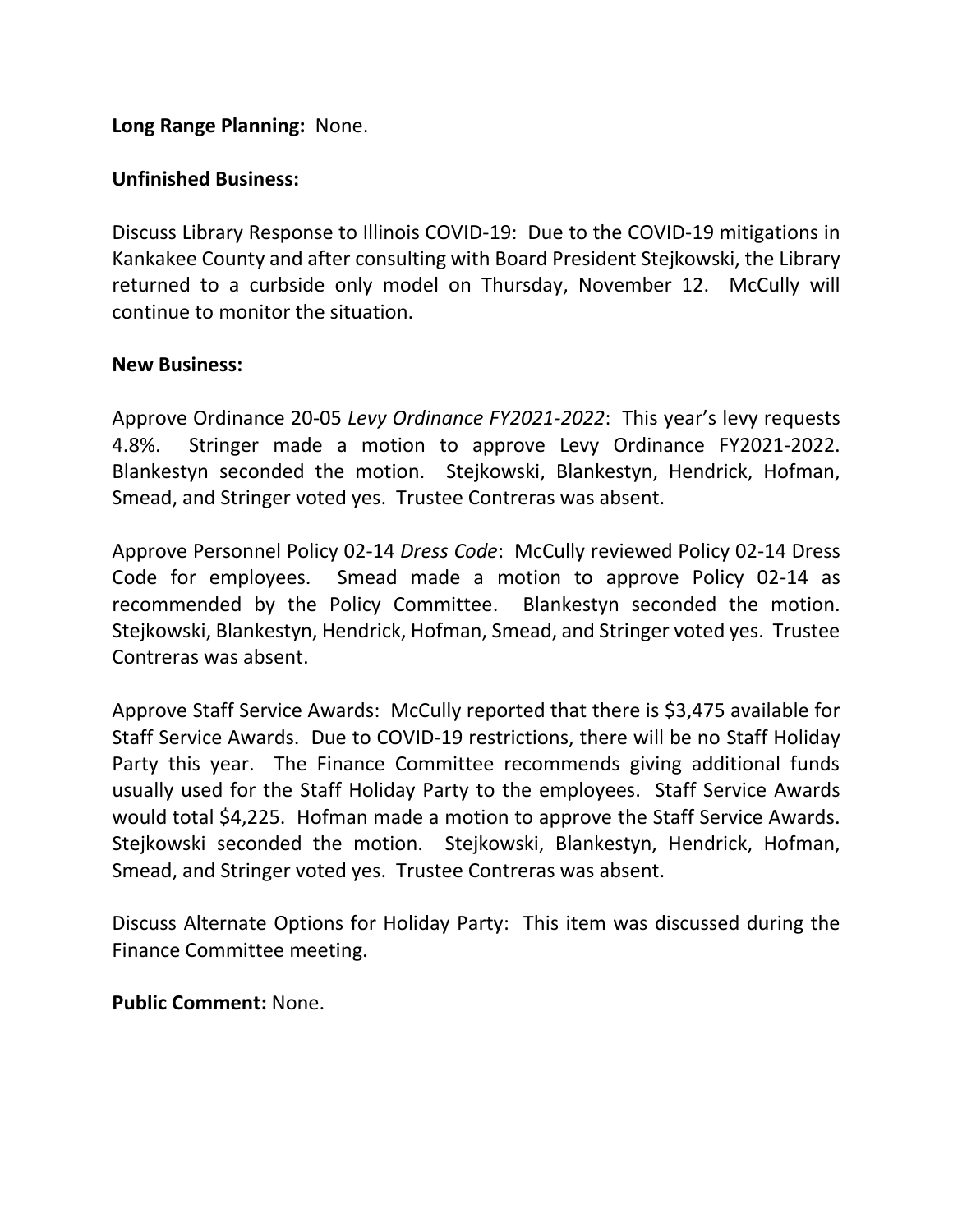**Long Range Planning:** None.

**Unfinished Business:**

Discuss Library Response to Illinois COVID-19: Due to the COVID-19 mitigations in Kankakee County and after consulting with Board President Stejkowski, the Library returned to a curbside only model on Thursday, November 12. McCully will continue to monitor the situation.

**New Business:**

Approve Ordinance 20-05 *Levy Ordinance FY2021-2022*: This year's levy requests 4.8%. Stringer made a motion to approve Levy Ordinance FY2021-2022. Blankestyn seconded the motion. Stejkowski, Blankestyn, Hendrick, Hofman, Smead, and Stringer voted yes. Trustee Contreras was absent.

Approve Personnel Policy 02-14 *Dress Code*: McCully reviewed Policy 02-14 Dress Code for employees. Smead made a motion to approve Policy 02-14 as recommended by the Policy Committee. Blankestyn seconded the motion. Stejkowski, Blankestyn, Hendrick, Hofman, Smead, and Stringer voted yes. Trustee Contreras was absent.

Approve Staff Service Awards: McCully reported that there is $3,475 available for Staff Service Awards. Due to COVID-19 restrictions, there will be no Staff Holiday Party this year. The Finance Committee recommends giving additional funds usually used for the Staff Holiday Party to the employees. Staff Service Awards would total $4,225. Hofman made a motion to approve the Staff Service Awards. Stejkowski seconded the motion. Stejkowski, Blankestyn, Hendrick, Hofman, Smead, and Stringer voted yes. Trustee Contreras was absent.

Discuss Alternate Options for Holiday Party: This item was discussed during the Finance Committee meeting.

**Public Comment:** None.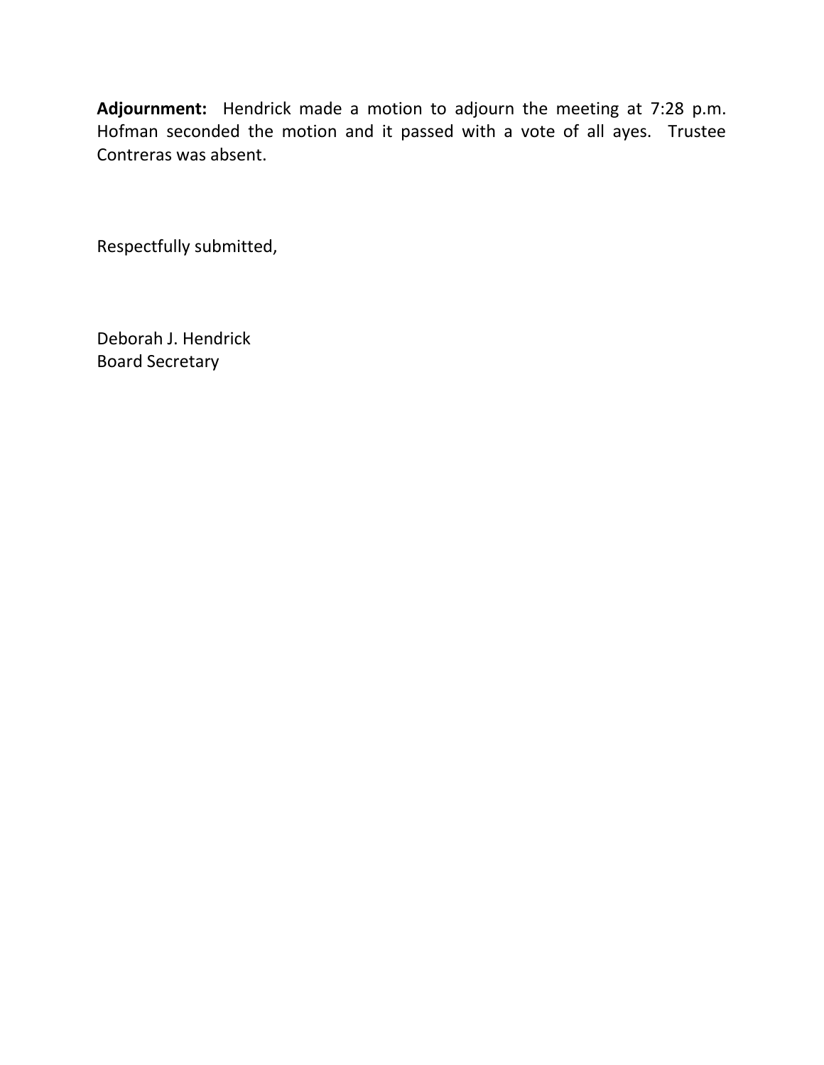**Adjournment:** Hendrick made a motion to adjourn the meeting at 7:28 p.m. Hofman seconded the motion and it passed with a vote of all ayes. Trustee Contreras was absent.

Respectfully submitted,

Deborah J. Hendrick
Board Secretary